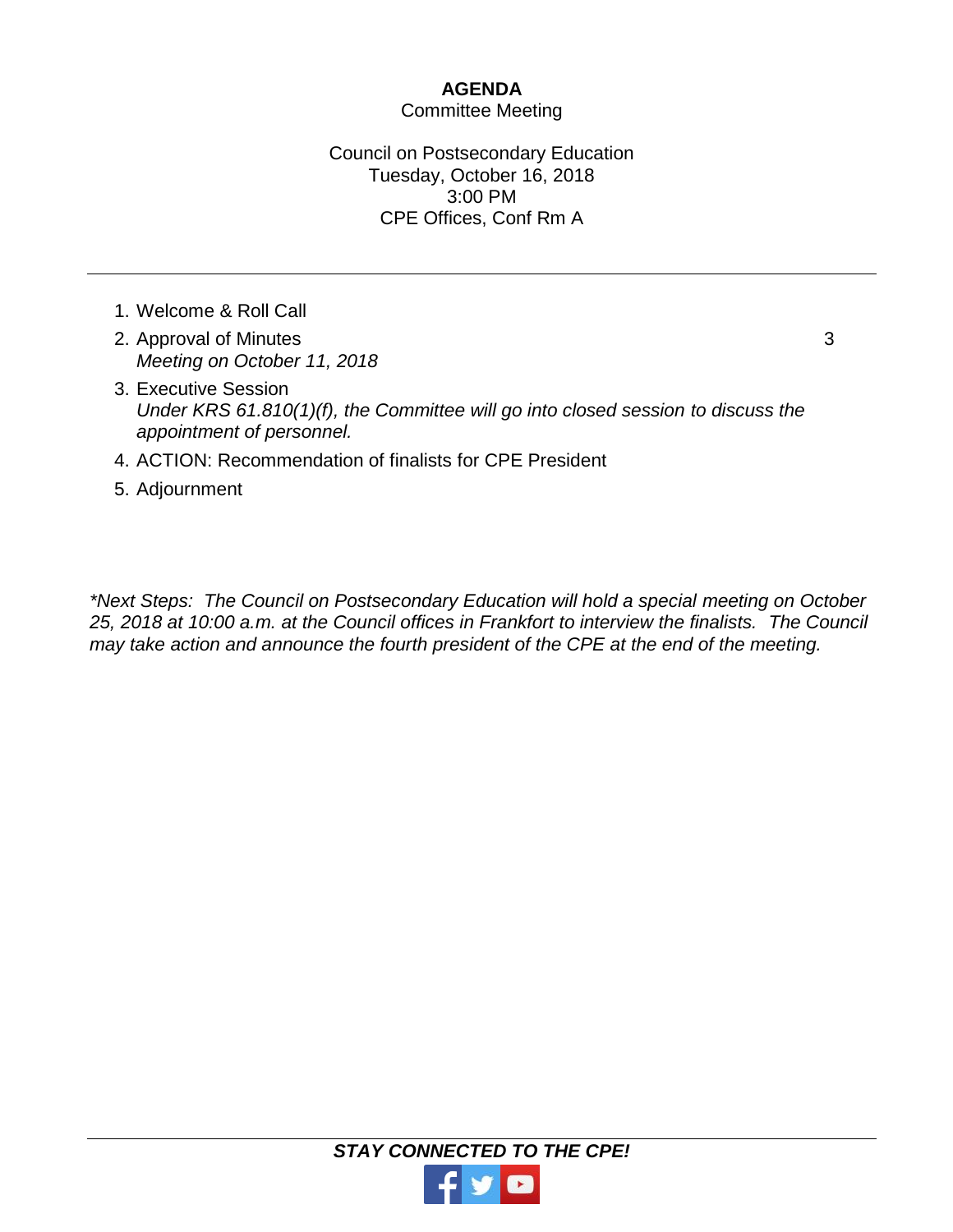# AGENDA

Committee Meeting

Council on Postsecondary Education
Tuesday, October 16, 2018
3:00 PM
CPE Offices, Conf Rm A

---

1. Welcome & Roll Call
2. Approval of Minutes — 3
   *Meeting on October 11, 2018*
3. Executive Session
   *Under KRS 61.810(1)(f), the Committee will go into closed session to discuss the appointment of personnel.*
4. ACTION: Recommendation of finalists for CPE President
5. Adjournment

*\*Next Steps: The Council on Postsecondary Education will hold a special meeting on October 25, 2018 at 10:00 a.m. at the Council offices in Frankfort to interview the finalists. The Council may take action and announce the fourth president of the CPE at the end of the meeting.*

---

***STAY CONNECTED TO THE CPE!***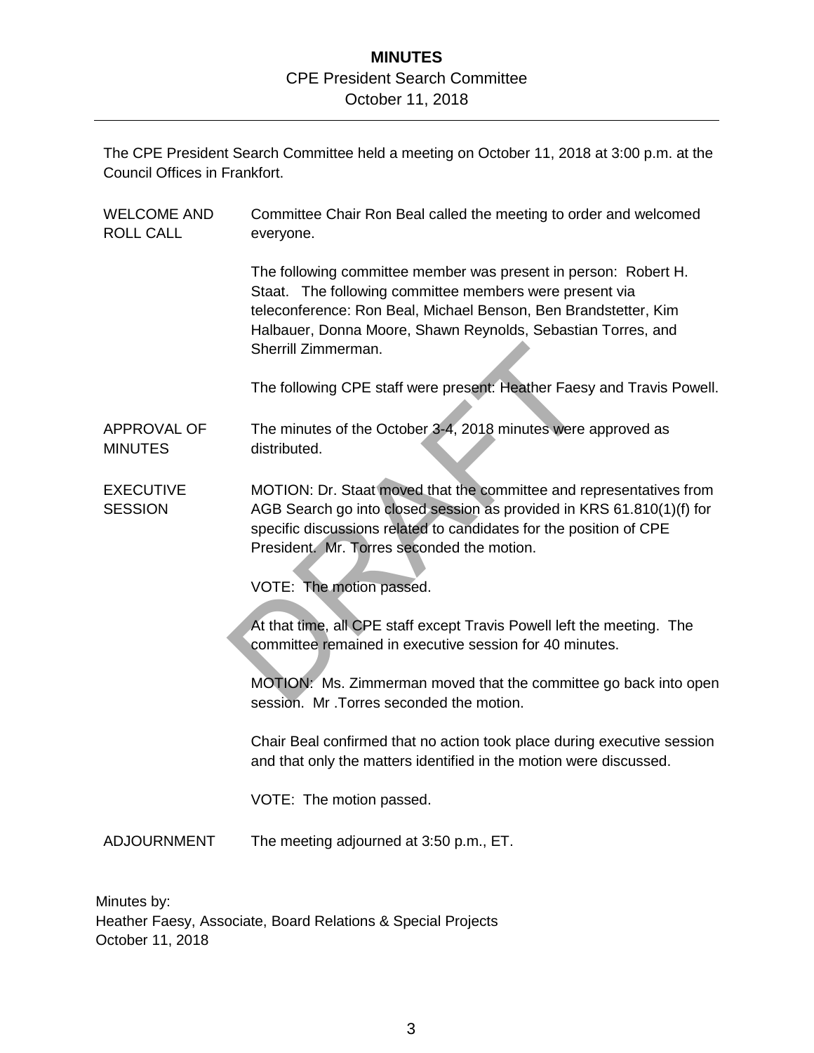# MINUTES

CPE President Search Committee
October 11, 2018

---

The CPE President Search Committee held a meeting on October 11, 2018 at 3:00 p.m. at the Council Offices in Frankfort.

**WELCOME AND ROLL CALL**

Committee Chair Ron Beal called the meeting to order and welcomed everyone.

The following committee member was present in person: Robert H. Staat. The following committee members were present via teleconference: Ron Beal, Michael Benson, Ben Brandstetter, Kim Halbauer, Donna Moore, Shawn Reynolds, Sebastian Torres, and Sherrill Zimmerman.

The following CPE staff were present: Heather Faesy and Travis Powell.

**APPROVAL OF MINUTES**

The minutes of the October 3-4, 2018 minutes were approved as distributed.

**EXECUTIVE SESSION**

MOTION: Dr. Staat moved that the committee and representatives from AGB Search go into closed session as provided in KRS 61.810(1)(f) for specific discussions related to candidates for the position of CPE President. Mr. Torres seconded the motion.

VOTE: The motion passed.

At that time, all CPE staff except Travis Powell left the meeting. The committee remained in executive session for 40 minutes.

MOTION: Ms. Zimmerman moved that the committee go back into open session. Mr .Torres seconded the motion.

Chair Beal confirmed that no action took place during executive session and that only the matters identified in the motion were discussed.

VOTE: The motion passed.

**ADJOURNMENT**

The meeting adjourned at 3:50 p.m., ET.

Minutes by:
Heather Faesy, Associate, Board Relations & Special Projects
October 11, 2018